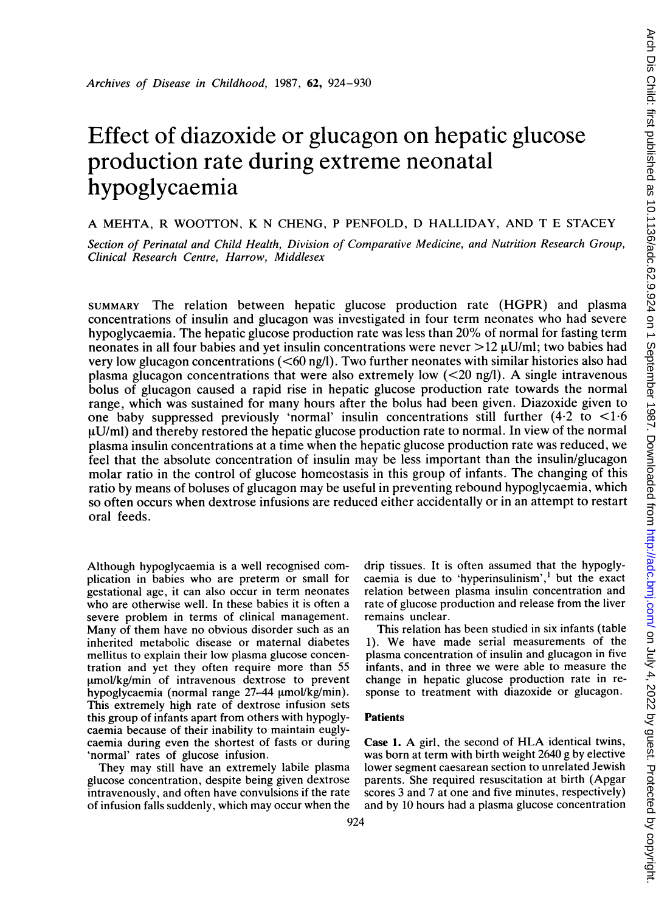# Effect of diazoxide or glucagon on hepatic glucose production rate during extreme neonatal hypoglycaemia

A MEHTA, R WOOTTON, K N CHENG, P PENFOLD, D HALLIDAY, AND T E STACEY

*Section of Perinatal and Child Health, Division of Comparative Medicine, and Nutrition Research Group, Clinical Research Centre, Harrow, Middlesex*

SUMMARY The relation between hepatic glucose production rate (HGPR) and plasma concentrations of insulin and glucagon was investigated in four term neonates who had severe hypoglycaemia. The hepatic glucose production rate was less than 20% of normal for fasting term neonates in all four babies and yet insulin concentrations were never >12 μU/ml; two babies had very low glucagon concentrations (<60 ng/l). Two further neonates with similar histories also had plasma glucagon concentrations that were also extremely low (<20 ng/l). A single intravenous bolus of glucagon caused a rapid rise in hepatic glucose production rate towards the normal range, which was sustained for many hours after the bolus had been given. Diazoxide given to one baby suppressed previously 'normal' insulin concentrations still further (4·2 to <1·6 μU/ml) and thereby restored the hepatic glucose production rate to normal. In view of the normal plasma insulin concentrations at a time when the hepatic glucose production rate was reduced, we feel that the absolute concentration of insulin may be less important than the insulin/glucagon molar ratio in the control of glucose homeostasis in this group of infants. The changing of this ratio by means of boluses of glucagon may be useful in preventing rebound hypoglycaemia, which so often occurs when dextrose infusions are reduced either accidentally or in an attempt to restart oral feeds.

Although hypoglycaemia is a well recognised complication in babies who are preterm or small for gestational age, it can also occur in term neonates who are otherwise well. In these babies it is often a severe problem in terms of clinical management. Many of them have no obvious disorder such as an inherited metabolic disease or maternal diabetes mellitus to explain their low plasma glucose concentration and yet they often require more than 55 μmol/kg/min of intravenous dextrose to prevent hypoglycaemia (normal range 27–44 μmol/kg/min). This extremely high rate of dextrose infusion sets this group of infants apart from others with hypoglycaemia because of their inability to maintain euglycaemia during even the shortest of fasts or during 'normal' rates of glucose infusion.

They may still have an extremely labile plasma glucose concentration, despite being given dextrose intravenously, and often have convulsions if the rate of infusion falls suddenly, which may occur when the drip tissues. It is often assumed that the hypoglycaemia is due to 'hyperinsulinism',[1] but the exact relation between plasma insulin concentration and rate of glucose production and release from the liver remains unclear.

This relation has been studied in six infants (table 1). We have made serial measurements of the plasma concentration of insulin and glucagon in five infants, and in three we were able to measure the change in hepatic glucose production rate in response to treatment with diazoxide or glucagon.

## Patients

**Case 1.** A girl, the second of HLA identical twins, was born at term with birth weight 2640 g by elective lower segment caesarean section to unrelated Jewish parents. She required resuscitation at birth (Apgar scores 3 and 7 at one and five minutes, respectively) and by 10 hours had a plasma glucose concentration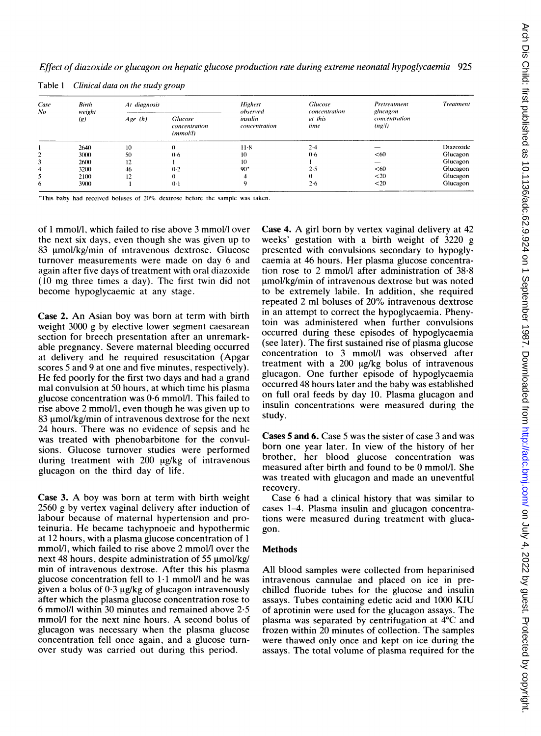Table 1 *Clinical data on the study group*

| Case No | Birth weight (g) | At diagnosis | | Highest observed insulin concentration | Glucose concentration at this time | Pretreatment glucagon concentration (ng/l) | Treatment |
|---|---|---|---|---|---|---|---|
| | | Age (h) | Glucose concentration (mmol/l) | | | | |
| 1 | 2640 | 10 | 0 | 11·8 | 2·4 | — | Diazoxide |
| 2 | 3000 | 50 | 0·6 | 10 | 0·6 | <60 | Glucagon |
| 3 | 2600 | 12 | 1 | 10 | 1 | — | Glucagon |
| 4 | 3200 | 46 | 0·2 | 90* | 2·5 | <60 | Glucagon |
| 5 | 2100 | 12 | 0 | 4 | 0 | <20 | Glucagon |
| 6 | 3900 | 1 | 0·1 | 9 | 2·6 | <20 | Glucagon |

*This baby had received boluses of 20% dextrose before the sample was taken.

of 1 mmol/l, which failed to rise above 3 mmol/l over the next six days, even though she was given up to 83 μmol/kg/min of intravenous dextrose. Glucose turnover measurements were made on day 6 and again after five days of treatment with oral diazoxide (10 mg three times a day). The first twin did not become hypoglycaemic at any stage.

**Case 2.** An Asian boy was born at term with birth weight 3000 g by elective lower segment caesarean section for breech presentation after an unremarkable pregnancy. Severe maternal bleeding occurred at delivery and he required resuscitation (Apgar scores 5 and 9 at one and five minutes, respectively). He fed poorly for the first two days and had a grand mal convulsion at 50 hours, at which time his plasma glucose concentration was 0·6 mmol/l. This failed to rise above 2 mmol/l, even though he was given up to 83 μmol/kg/min of intravenous dextrose for the next 24 hours. There was no evidence of sepsis and he was treated with phenobarbitone for the convulsions. Glucose turnover studies were performed during treatment with 200 μg/kg of intravenous glucagon on the third day of life.

**Case 3.** A boy was born at term with birth weight 2560 g by vertex vaginal delivery after induction of labour because of maternal hypertension and proteinuria. He became tachypnoeic and hypothermic at 12 hours, with a plasma glucose concentration of 1 mmol/l, which failed to rise above 2 mmol/l over the next 48 hours, despite administration of 55 μmol/kg/min of intravenous dextrose. After this his plasma glucose concentration fell to 1·1 mmol/l and he was given a bolus of 0·3 μg/kg of glucagon intravenously after which the plasma glucose concentration rose to 6 mmol/l within 30 minutes and remained above 2·5 mmol/l for the next nine hours. A second bolus of glucagon was necessary when the plasma glucose concentration fell once again, and a glucose turnover study was carried out during this period.

**Case 4.** A girl born by vertex vaginal delivery at 42 weeks' gestation with a birth weight of 3220 g presented with convulsions secondary to hypoglycaemia at 46 hours. Her plasma glucose concentration rose to 2 mmol/l after administration of 38·8 μmol/kg/min of intravenous dextrose but was noted to be extremely labile. In addition, she required repeated 2 ml boluses of 20% intravenous dextrose in an attempt to correct the hypoglycaemia. Phenytoin was administered when further convulsions occurred during these episodes of hypoglycaemia (see later). The first sustained rise of plasma glucose concentration to 3 mmol/l was observed after treatment with a 200 μg/kg bolus of intravenous glucagon. One further episode of hypoglycaemia occurred 48 hours later and the baby was established on full oral feeds by day 10. Plasma glucagon and insulin concentrations were measured during the study.

**Cases 5 and 6.** Case 5 was the sister of case 3 and was born one year later. In view of the history of her brother, her blood glucose concentration was measured after birth and found to be 0 mmol/l. She was treated with glucagon and made an uneventful recovery.

Case 6 had a clinical history that was similar to cases 1–4. Plasma insulin and glucagon concentrations were measured during treatment with glucagon.

## Methods

All blood samples were collected from heparinised intravenous cannulae and placed on ice in prechilled fluoride tubes for the glucose and insulin assays. Tubes containing edetic acid and 1000 KIU of aprotinin were used for the glucagon assays. The plasma was separated by centrifugation at 4°C and frozen within 20 minutes of collection. The samples were thawed only once and kept on ice during the assays. The total volume of plasma required for the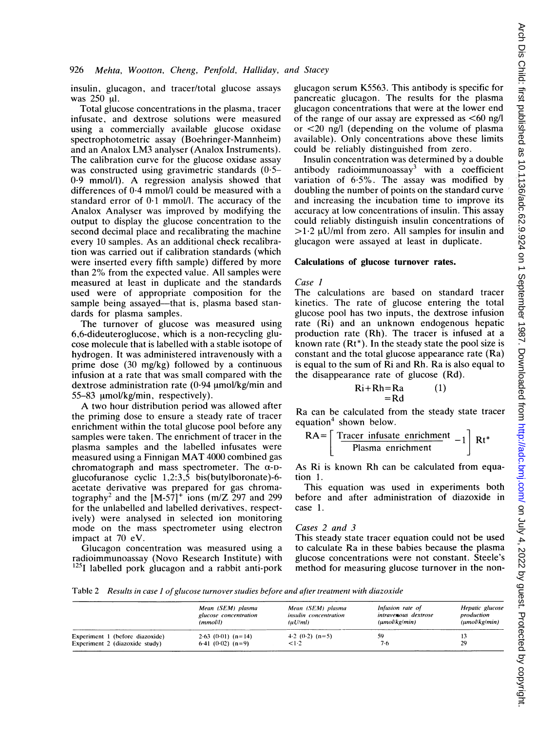insulin, glucagon, and tracer/total glucose assays was 250 μl.

Total glucose concentrations in the plasma, tracer infusate, and dextrose solutions were measured using a commercially available glucose oxidase spectrophotometric assay (Boehringer-Mannheim) and an Analox LM3 analyser (Analox Instruments). The calibration curve for the glucose oxidase assay was constructed using gravimetric standards (0·5–0·9 mmol/l). A regression analysis showed that differences of 0·4 mmol/l could be measured with a standard error of 0·1 mmol/l. The accuracy of the Analox Analyser was improved by modifying the output to display the glucose concentration to the second decimal place and recalibrating the machine every 10 samples. As an additional check recalibration was carried out if calibration standards (which were inserted every fifth sample) differed by more than 2% from the expected value. All samples were measured at least in duplicate and the standards used were of appropriate composition for the sample being assayed—that is, plasma based standards for plasma samples.

The turnover of glucose was measured using 6,6-dideuteroglucose, which is a non-recycling glucose molecule that is labelled with a stable isotope of hydrogen. It was administered intravenously with a prime dose (30 mg/kg) followed by a continuous infusion at a rate that was small compared with the dextrose administration rate (0·94 μmol/kg/min and 55–83 μmol/kg/min, respectively).

A two hour distribution period was allowed after the priming dose to ensure a steady rate of tracer enrichment within the total glucose pool before any samples were taken. The enrichment of tracer in the plasma samples and the labelled infusates were measured using a Finnigan MAT 4000 combined gas chromatograph and mass spectrometer. The α-D-glucofuranose cyclic 1,2:3,5 bis(butylboronate)-6-acetate derivative was prepared for gas chromatography[2] and the $[M-57]^+$ ions (m/Z 297 and 299 for the unlabelled and labelled derivatives, respectively) were analysed in selected ion monitoring mode on the mass spectrometer using electron impact at 70 eV.

Glucagon concentration was measured using a radioimmunoassay (Novo Research Institute) with $^{125}I$ labelled pork glucagon and a rabbit anti-pork glucagon serum K5563. This antibody is specific for pancreatic glucagon. The results for the plasma glucagon concentrations that were at the lower end of the range of our assay are expressed as <60 ng/l or <20 ng/l (depending on the volume of plasma available). Only concentrations above these limits could be reliably distinguished from zero.

Insulin concentration was determined by a double antibody radioimmunoassay[3] with a coefficient variation of 6·5%. The assay was modified by doubling the number of points on the standard curve and increasing the incubation time to improve its accuracy at low concentrations of insulin. This assay could reliably distinguish insulin concentrations of >1·2 μU/ml from zero. All samples for insulin and glucagon were assayed at least in duplicate.

### Calculations of glucose turnover rates.

*Case 1*

The calculations are based on standard tracer kinetics. The rate of glucose entering the total glucose pool has two inputs, the dextrose infusion rate (Ri) and an unknown endogenous hepatic production rate (Rh). The tracer is infused at a known rate (Rt*). In the steady state the pool size is constant and the total glucose appearance rate (Ra) is equal to the sum of Ri and Rh. Ra is also equal to the disappearance rate of glucose (Rd).

$$\begin{aligned} Ri + Rh &= Ra \qquad (1) \\ &= Rd \end{aligned}$$

Ra can be calculated from the steady state tracer equation[4] shown below.

$$RA = \left[ \frac{\text{Tracer infusate enrichment}}{\text{Plasma enrichment}} - 1 \right] Rt^*$$

As Ri is known Rh can be calculated from equation 1.

This equation was used in experiments both before and after administration of diazoxide in case 1.

*Cases 2 and 3*

This steady state tracer equation could not be used to calculate Ra in these babies because the plasma glucose concentrations were not constant. Steele's method for measuring glucose turnover in the non-

Table 2 *Results in case 1 of glucose turnover studies before and after treatment with diazoxide*

| | Mean (SEM) plasma glucose concentration (mmol/l) | Mean (SEM) plasma insulin concentration (μU/ml) | Infusion rate of intravenous dextrose (μmol/kg/min) | Hepatic glucose production (μmol/kg/min) |
|---|---|---|---|---|
| Experiment 1 (before diazoxide) | 2·63 (0·01) (n=14) | 4·2 (0·2) (n=5) | 59 | 13 |
| Experiment 2 (diazoxide study) | 6·41 (0·02) (n=9) | <1·2 | 7·6 | 29 |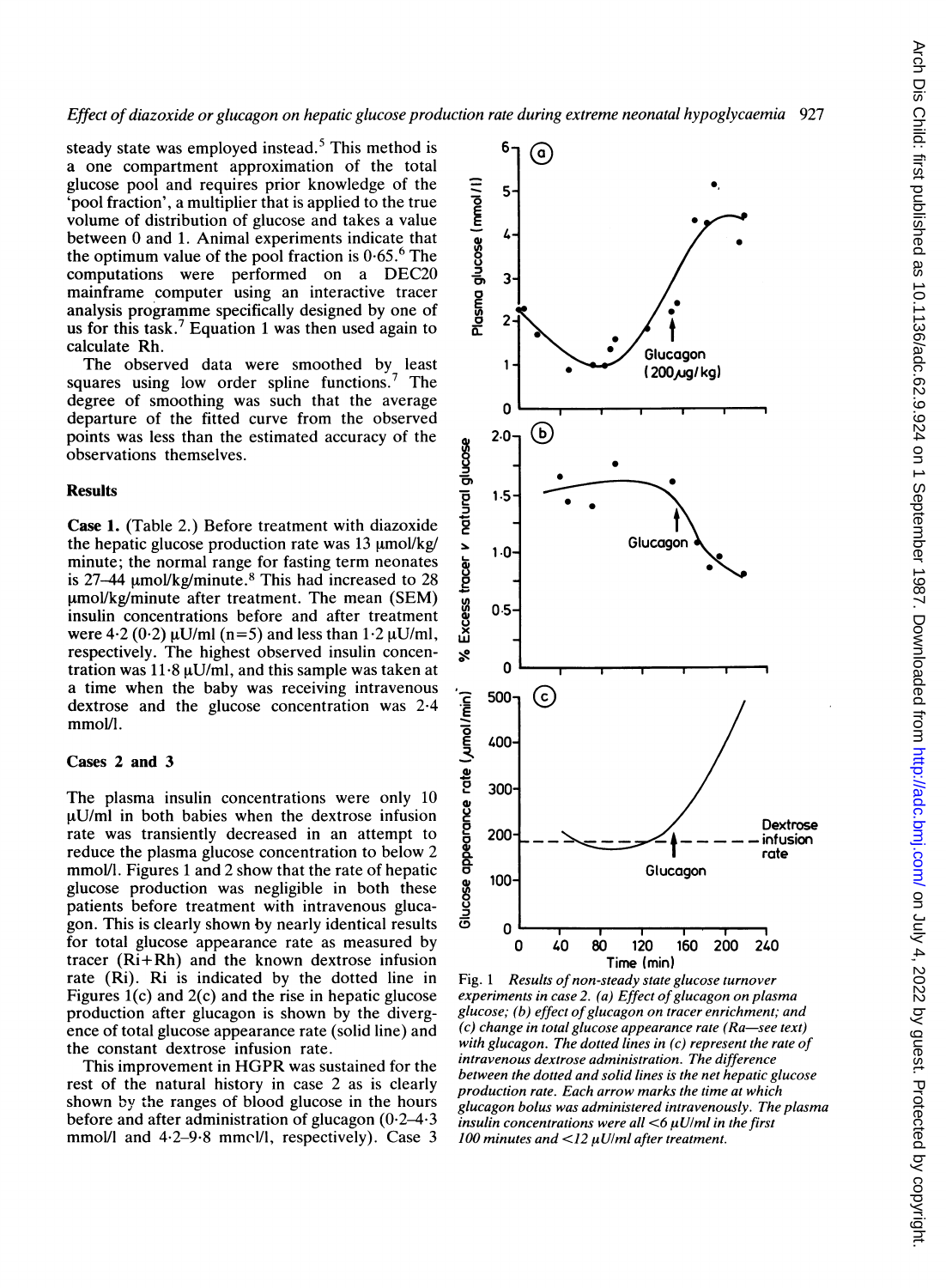steady state was employed instead.[5] This method is a one compartment approximation of the total glucose pool and requires prior knowledge of the 'pool fraction', a multiplier that is applied to the true volume of distribution of glucose and takes a value between 0 and 1. Animal experiments indicate that the optimum value of the pool fraction is 0·65.[6] The computations were performed on a DEC20 mainframe computer using an interactive tracer analysis programme specifically designed by one of us for this task.[7] Equation 1 was then used again to calculate Rh.

The observed data were smoothed by least squares using low order spline functions.[7] The degree of smoothing was such that the average departure of the fitted curve from the observed points was less than the estimated accuracy of the observations themselves.

## Results

**Case 1.** (Table 2.) Before treatment with diazoxide the hepatic glucose production rate was 13 µmol/kg/minute; the normal range for fasting term neonates is 27–44 µmol/kg/minute.[8] This had increased to 28 µmol/kg/minute after treatment. The mean (SEM) insulin concentrations before and after treatment were 4·2 (0·2) µU/ml (n=5) and less than 1·2 µU/ml, respectively. The highest observed insulin concentration was 11·8 µU/ml, and this sample was taken at a time when the baby was receiving intravenous dextrose and the glucose concentration was 2·4 mmol/l.

### Cases 2 and 3

The plasma insulin concentrations were only 10 µU/ml in both babies when the dextrose infusion rate was transiently decreased in an attempt to reduce the plasma glucose concentration to below 2 mmol/l. Figures 1 and 2 show that the rate of hepatic glucose production was negligible in both these patients before treatment with intravenous glucagon. This is clearly shown by nearly identical results for total glucose appearance rate as measured by tracer (Ri+Rh) and the known dextrose infusion rate (Ri). Ri is indicated by the dotted line in Figures 1(c) and 2(c) and the rise in hepatic glucose production after glucagon is shown by the divergence of total glucose appearance rate (solid line) and the constant dextrose infusion rate.

This improvement in HGPR was sustained for the rest of the natural history in case 2 as is clearly shown by the ranges of blood glucose in the hours before and after administration of glucagon (0·2–4·3 mmol/l and 4·2–9·8 mmol/l, respectively). Case 3

Fig. 1 *Results of non-steady state glucose turnover experiments in case 2. (a) Effect of glucagon on plasma glucose; (b) effect of glucagon on tracer enrichment; and (c) change in total glucose appearance rate (Ra—see text) with glucagon. The dotted lines in (c) represent the rate of intravenous dextrose administration. The difference between the dotted and solid lines is the net hepatic glucose production rate. Each arrow marks the time at which glucagon bolus was administered intravenously. The plasma insulin concentrations were all <6 µU/ml in the first 100 minutes and <12 µU/ml after treatment.*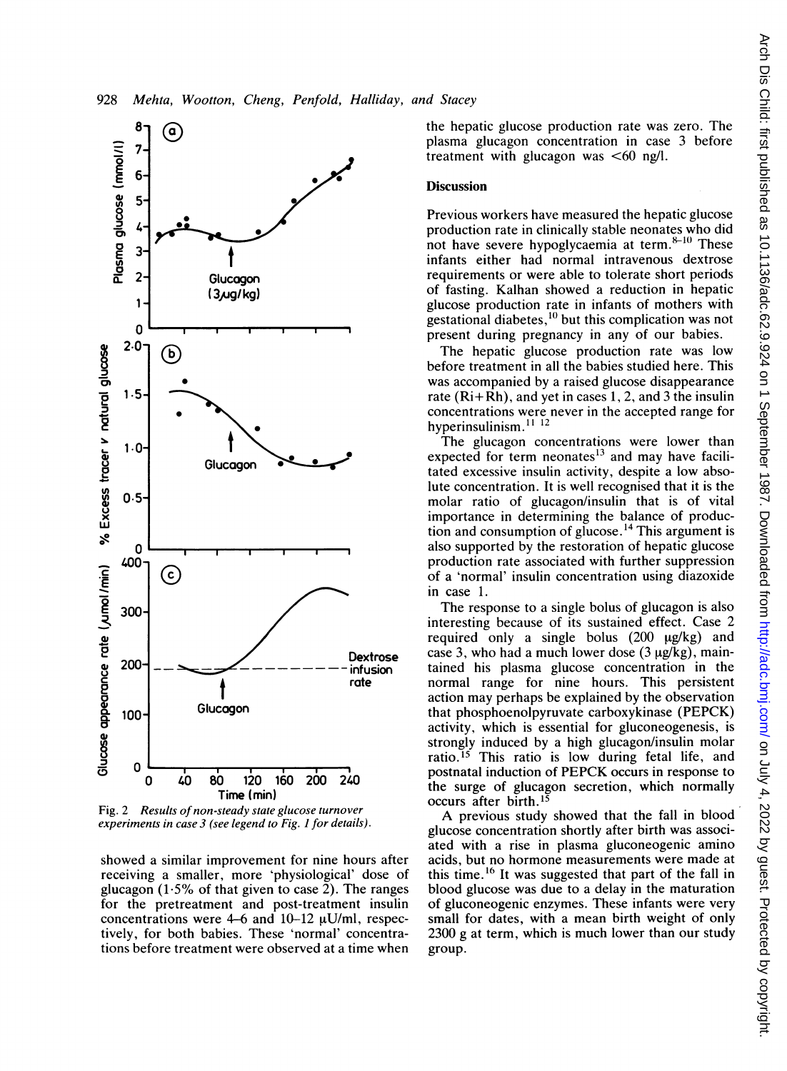Fig. 2 *Results of non-steady state glucose turnover experiments in case 3 (see legend to Fig. 1 for details).*

showed a similar improvement for nine hours after receiving a smaller, more 'physiological' dose of glucagon (1·5% of that given to case 2). The ranges for the pretreatment and post-treatment insulin concentrations were 4–6 and 10–12 μU/ml, respectively, for both babies. These 'normal' concentrations before treatment were observed at a time when the hepatic glucose production rate was zero. The plasma glucagon concentration in case 3 before treatment with glucagon was <60 ng/l.

## Discussion

Previous workers have measured the hepatic glucose production rate in clinically stable neonates who did not have severe hypoglycaemia at term.[8–10] These infants either had normal intravenous dextrose requirements or were able to tolerate short periods of fasting. Kalhan showed a reduction in hepatic glucose production rate in infants of mothers with gestational diabetes,[10] but this complication was not present during pregnancy in any of our babies.

The hepatic glucose production rate was low before treatment in all the babies studied here. This was accompanied by a raised glucose disappearance rate (Ri+Rh), and yet in cases 1, 2, and 3 the insulin concentrations were never in the accepted range for hyperinsulinism.[11 12]

The glucagon concentrations were lower than expected for term neonates[13] and may have facilitated excessive insulin activity, despite a low absolute concentration. It is well recognised that it is the molar ratio of glucagon/insulin that is of vital importance in determining the balance of production and consumption of glucose.[14] This argument is also supported by the restoration of hepatic glucose production rate associated with further suppression of a 'normal' insulin concentration using diazoxide in case 1.

The response to a single bolus of glucagon is also interesting because of its sustained effect. Case 2 required only a single bolus (200 μg/kg) and case 3, who had a much lower dose (3 μg/kg), maintained his plasma glucose concentration in the normal range for nine hours. This persistent action may perhaps be explained by the observation that phosphoenolpyruvate carboxykinase (PEPCK) activity, which is essential for gluconeogenesis, is strongly induced by a high glucagon/insulin molar ratio.[15] This ratio is low during fetal life, and postnatal induction of PEPCK occurs in response to the surge of glucagon secretion, which normally occurs after birth.[15]

A previous study showed that the fall in blood glucose concentration shortly after birth was associated with a rise in plasma gluconeogenic amino acids, but no hormone measurements were made at this time.[16] It was suggested that part of the fall in blood glucose was due to a delay in the maturation of gluconeogenic enzymes. These infants were very small for dates, with a mean birth weight of only 2300 g at term, which is much lower than our study group.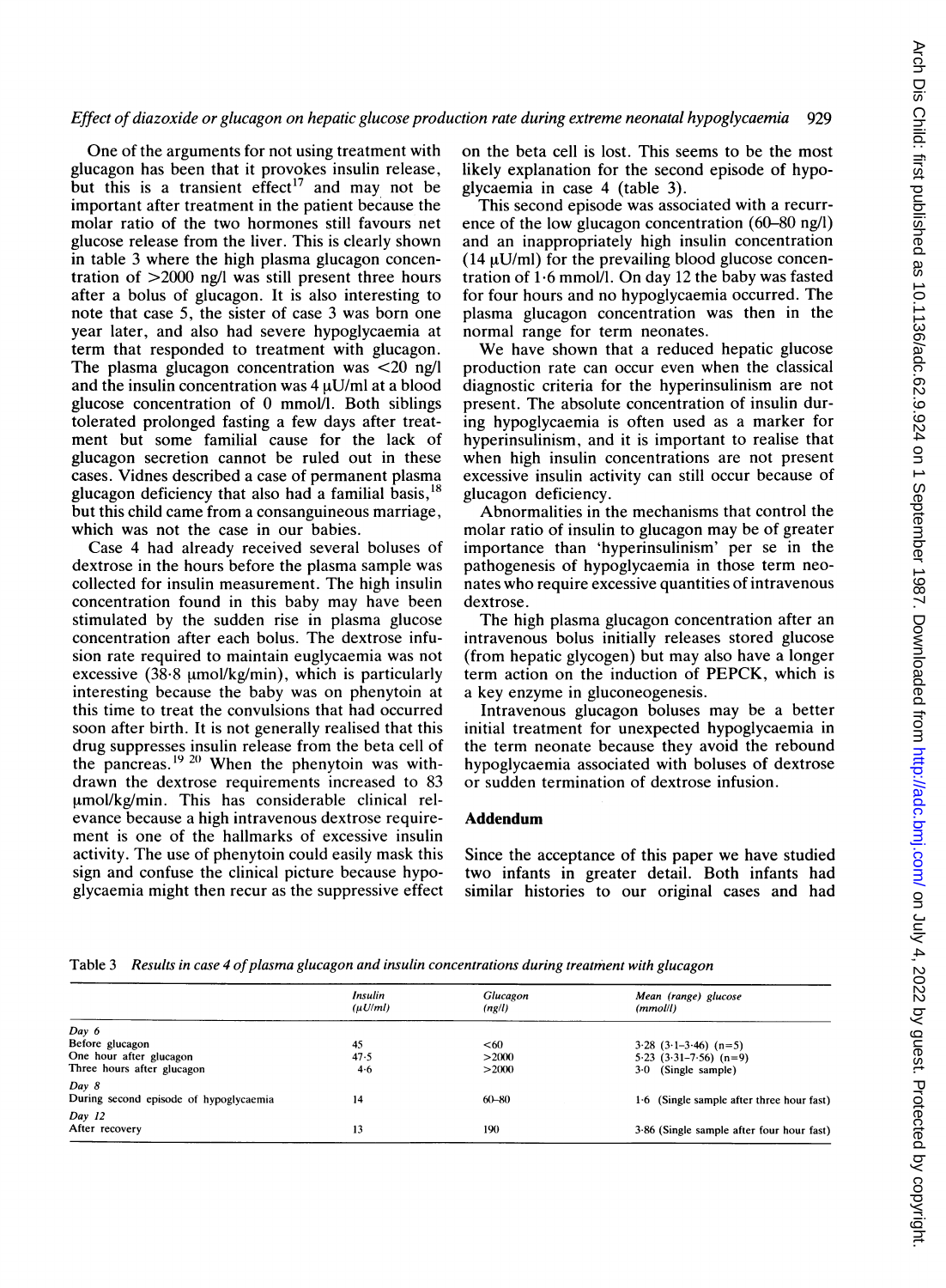One of the arguments for not using treatment with glucagon has been that it provokes insulin release, but this is a transient effect[17] and may not be important after treatment in the patient because the molar ratio of the two hormones still favours net glucose release from the liver. This is clearly shown in table 3 where the high plasma glucagon concentration of >2000 ng/l was still present three hours after a bolus of glucagon. It is also interesting to note that case 5, the sister of case 3 was born one year later, and also had severe hypoglycaemia at term that responded to treatment with glucagon. The plasma glucagon concentration was <20 ng/l and the insulin concentration was 4 μU/ml at a blood glucose concentration of 0 mmol/l. Both siblings tolerated prolonged fasting a few days after treatment but some familial cause for the lack of glucagon secretion cannot be ruled out in these cases. Vidnes described a case of permanent plasma glucagon deficiency that also had a familial basis,[18] but this child came from a consanguineous marriage, which was not the case in our babies.

Case 4 had already received several boluses of dextrose in the hours before the plasma sample was collected for insulin measurement. The high insulin concentration found in this baby may have been stimulated by the sudden rise in plasma glucose concentration after each bolus. The dextrose infusion rate required to maintain euglycaemia was not excessive (38·8 μmol/kg/min), which is particularly interesting because the baby was on phenytoin at this time to treat the convulsions that had occurred soon after birth. It is not generally realised that this drug suppresses insulin release from the beta cell of the pancreas.[19 20] When the phenytoin was withdrawn the dextrose requirements increased to 83 μmol/kg/min. This has considerable clinical relevance because a high intravenous dextrose requirement is one of the hallmarks of excessive insulin activity. The use of phenytoin could easily mask this sign and confuse the clinical picture because hypoglycaemia might then recur as the suppressive effect on the beta cell is lost. This seems to be the most likely explanation for the second episode of hypoglycaemia in case 4 (table 3).

This second episode was associated with a recurrence of the low glucagon concentration (60–80 ng/l) and an inappropriately high insulin concentration (14 μU/ml) for the prevailing blood glucose concentration of 1·6 mmol/l. On day 12 the baby was fasted for four hours and no hypoglycaemia occurred. The plasma glucagon concentration was then in the normal range for term neonates.

We have shown that a reduced hepatic glucose production rate can occur even when the classical diagnostic criteria for the hyperinsulinism are not present. The absolute concentration of insulin during hypoglycaemia is often used as a marker for hyperinsulinism, and it is important to realise that when high insulin concentrations are not present excessive insulin activity can still occur because of glucagon deficiency.

Abnormalities in the mechanisms that control the molar ratio of insulin to glucagon may be of greater importance than 'hyperinsulinism' per se in the pathogenesis of hypoglycaemia in those term neonates who require excessive quantities of intravenous dextrose.

The high plasma glucagon concentration after an intravenous bolus initially releases stored glucose (from hepatic glycogen) but may also have a longer term action on the induction of PEPCK, which is a key enzyme in gluconeogenesis.

Intravenous glucagon boluses may be a better initial treatment for unexpected hypoglycaemia in the term neonate because they avoid the rebound hypoglycaemia associated with boluses of dextrose or sudden termination of dextrose infusion.

## Addendum

Since the acceptance of this paper we have studied two infants in greater detail. Both infants had similar histories to our original cases and had

Table 3 *Results in case 4 of plasma glucagon and insulin concentrations during treatment with glucagon*

| | Insulin (μU/ml) | Glucagon (ng/l) | Mean (range) glucose (mmol/l) |
|---|---|---|---|
| *Day 6* | | | |
| Before glucagon | 45 | <60 | 3·28 (3·1–3·46) (n=5) |
| One hour after glucagon | 47·5 | >2000 | 5·23 (3·31–7·56) (n=9) |
| Three hours after glucagon | 4·6 | >2000 | 3·0 (Single sample) |
| *Day 8* | | | |
| During second episode of hypoglycaemia | 14 | 60–80 | 1·6 (Single sample after three hour fast) |
| *Day 12* | | | |
| After recovery | 13 | 190 | 3·86 (Single sample after four hour fast) |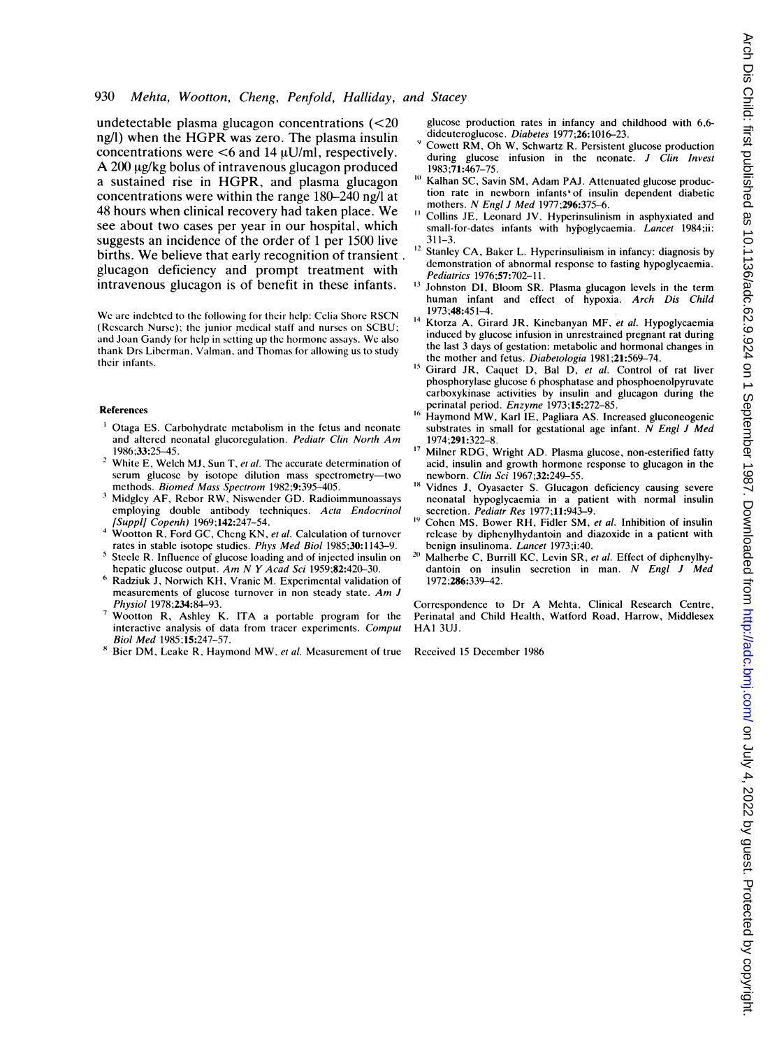undetectable plasma glucagon concentrations (<20 ng/l) when the HGPR was zero. The plasma insulin concentrations were <6 and 14 μU/ml, respectively. A 200 μg/kg bolus of intravenous glucagon produced a sustained rise in HGPR, and plasma glucagon concentrations were within the range 180–240 ng/l at 48 hours when clinical recovery had taken place. We see about two cases per year in our hospital, which suggests an incidence of the order of 1 per 1500 live births. We believe that early recognition of transient glucagon deficiency and prompt treatment with intravenous glucagon is of benefit in these infants.

We are indebted to the following for their help: Celia Shore RSCN (Research Nurse); the junior medical staff and nurses on SCBU; and Joan Gandy for help in setting up the hormone assays. We also thank Drs Liberman, Valman, and Thomas for allowing us to study their infants.

## References

1. Otaga ES. Carbohydrate metabolism in the fetus and neonate and altered neonatal glucoregulation. *Pediatr Clin North Am* 1986;**33**:25–45.
2. White E, Welch MJ, Sun T, *et al*. The accurate determination of serum glucose by isotope dilution mass spectrometry—two methods. *Biomed Mass Spectrom* 1982;**9**:395–405.
3. Midgley AF, Rebor RW, Niswender GD. Radioimmunoassays employing double antibody techniques. *Acta Endocrinol [Suppl] Copenh)* 1969;**142**:247–54.
4. Wootton R, Ford GC, Cheng KN, *et al*. Calculation of turnover rates in stable isotope studies. *Phys Med Biol* 1985;**30**:1143–9.
5. Steele R. Influence of glucose loading and of injected insulin on hepatic glucose output. *Am N Y Acad Sci* 1959;**82**:420–30.
6. Radziuk J, Norwich KH, Vranic M. Experimental validation of measurements of glucose turnover in non steady state. *Am J Physiol* 1978;**234**:84–93.
7. Wootton R, Ashley K. ITA a portable program for the interactive analysis of data from tracer experiments. *Comput Biol Med* 1985;**15**:247–57.
8. Bier DM, Leake R, Haymond MW, *et al*. Measurement of true glucose production rates in infancy and childhood with 6,6-dideuteroglucose. *Diabetes* 1977;**26**:1016–23.
9. Cowett RM, Oh W, Schwartz R. Persistent glucose production during glucose infusion in the neonate. *J Clin Invest* 1983;**71**:467–75.
10. Kalhan SC, Savin SM, Adam PAJ. Attenuated glucose production rate in newborn infants of insulin dependent diabetic mothers. *N Engl J Med* 1977;**296**:375–6.
11. Collins JE, Leonard JV. Hyperinsulinism in asphyxiated and small-for-dates infants with hypoglycaemia. *Lancet* 1984;**ii**: 311–3.
12. Stanley CA, Baker L. Hyperinsulinism in infancy: diagnosis by demonstration of abnormal response to fasting hypoglycaemia. *Pediatrics* 1976;**57**:702–11.
13. Johnston DI, Bloom SR. Plasma glucagon levels in the term human infant and effect of hypoxia. *Arch Dis Child* 1973;**48**:451–4.
14. Ktorza A, Girard JR, Kinebanyan MF, *et al*. Hypoglycaemia induced by glucose infusion in unrestrained pregnant rat during the last 3 days of gestation: metabolic and hormonal changes in the mother and fetus. *Diabetologia* 1981;**21**:569–74.
15. Girard JR, Caquet D, Bal D, *et al*. Control of rat liver phosphorylase glucose 6 phosphatase and phosphoenolpyruvate carboxykinase activities by insulin and glucagon during the perinatal period. *Enzyme* 1973;**15**:272–85.
16. Haymond MW, Karl IE, Pagliara AS. Increased gluconeogenic substrates in small for gestational age infant. *N Engl J Med* 1974;**291**:322–8.
17. Milner RDG, Wright AD. Plasma glucose, non-esterified fatty acid, insulin and growth hormone response to glucagon in the newborn. *Clin Sci* 1967;**32**:249–55.
18. Vidnes J, Oyasaeter S. Glucagon deficiency causing severe neonatal hypoglycaemia in a patient with normal insulin secretion. *Pediatr Res* 1977;**11**:943–9.
19. Cohen MS, Bower RH, Fidler SM, *et al*. Inhibition of insulin release by diphenylhydantoin and diazoxide in a patient with benign insulinoma. *Lancet* 1973;**i**:40.
20. Malherbe C, Burrill KC, Levin SR, *et al*. Effect of diphenylhydantoin on insulin secretion in man. *N Engl J Med* 1972;**286**:339–42.

Correspondence to Dr A Mehta, Clinical Research Centre, Perinatal and Child Health, Watford Road, Harrow, Middlesex HA1 3UJ.

Received 15 December 1986